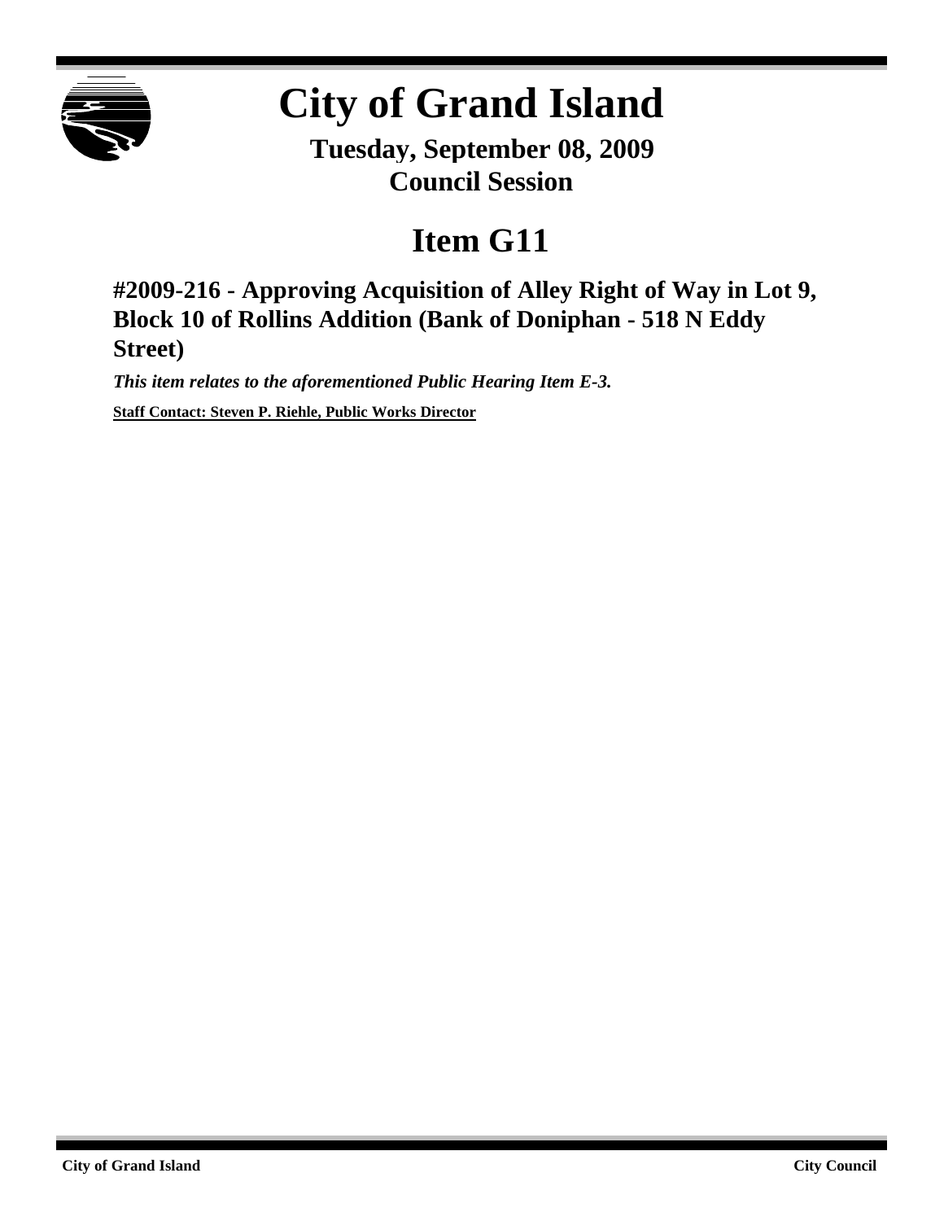# City of Grand Island

**Tuesday, September 08, 2009**
**Council Session**

## Item G11

### #2009-216 - Approving Acquisition of Alley Right of Way in Lot 9, Block 10 of Rollins Addition (Bank of Doniphan - 518 N Eddy Street)

***This item relates to the aforementioned Public Hearing Item E-3.***

**Staff Contact: Steven P. Riehle, Public Works Director**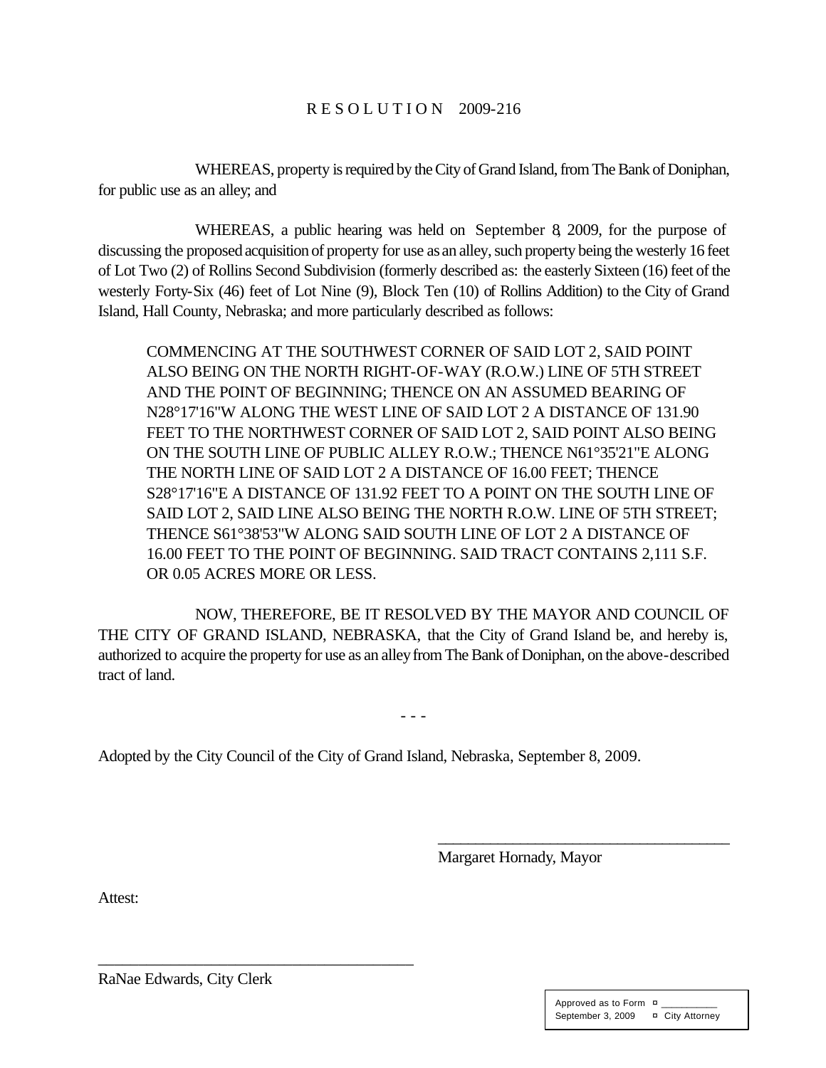# RESOLUTION 2009-216

WHEREAS, property is required by the City of Grand Island, from The Bank of Doniphan, for public use as an alley; and

WHEREAS, a public hearing was held on September 8, 2009, for the purpose of discussing the proposed acquisition of property for use as an alley, such property being the westerly 16 feet of Lot Two (2) of Rollins Second Subdivision (formerly described as: the easterly Sixteen (16) feet of the westerly Forty-Six (46) feet of Lot Nine (9), Block Ten (10) of Rollins Addition) to the City of Grand Island, Hall County, Nebraska; and more particularly described as follows:

> COMMENCING AT THE SOUTHWEST CORNER OF SAID LOT 2, SAID POINT ALSO BEING ON THE NORTH RIGHT-OF-WAY (R.O.W.) LINE OF 5TH STREET AND THE POINT OF BEGINNING; THENCE ON AN ASSUMED BEARING OF N28°17'16"W ALONG THE WEST LINE OF SAID LOT 2 A DISTANCE OF 131.90 FEET TO THE NORTHWEST CORNER OF SAID LOT 2, SAID POINT ALSO BEING ON THE SOUTH LINE OF PUBLIC ALLEY R.O.W.; THENCE N61°35'21"E ALONG THE NORTH LINE OF SAID LOT 2 A DISTANCE OF 16.00 FEET; THENCE S28°17'16"E A DISTANCE OF 131.92 FEET TO A POINT ON THE SOUTH LINE OF SAID LOT 2, SAID LINE ALSO BEING THE NORTH R.O.W. LINE OF 5TH STREET; THENCE S61°38'53"W ALONG SAID SOUTH LINE OF LOT 2 A DISTANCE OF 16.00 FEET TO THE POINT OF BEGINNING. SAID TRACT CONTAINS 2,111 S.F. OR 0.05 ACRES MORE OR LESS.

NOW, THEREFORE, BE IT RESOLVED BY THE MAYOR AND COUNCIL OF THE CITY OF GRAND ISLAND, NEBRASKA, that the City of Grand Island be, and hereby is, authorized to acquire the property for use as an alley from The Bank of Doniphan, on the above-described tract of land.

- - -

Adopted by the City Council of the City of Grand Island, Nebraska, September 8, 2009.

_______________________________________
Margaret Hornady, Mayor

Attest:

_______________________________________
RaNae Edwards, City Clerk

| | |
|---|---|
| Approved as to Form | ¤ ___________ |
| September 3, 2009 | ¤ City Attorney |